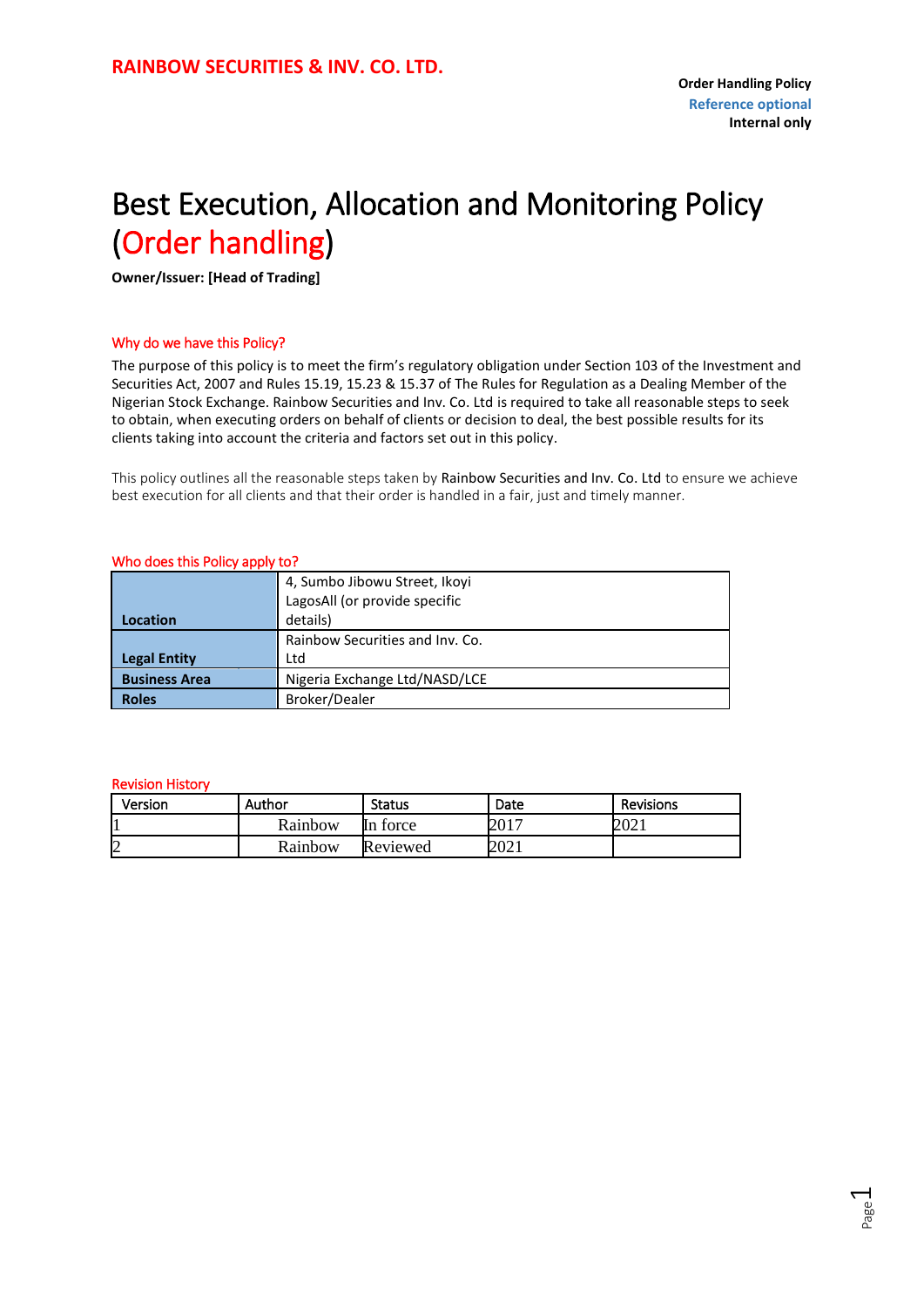**RAINBOW SECURITIES & INV. CO. LTD.**

**Order Handling Policy**
**Reference optional**
**Internal only**

# Best Execution, Allocation and Monitoring Policy (Order handling)

**Owner/Issuer: [Head of Trading]**

## Why do we have this Policy?

The purpose of this policy is to meet the firm's regulatory obligation under Section 103 of the Investment and Securities Act, 2007 and Rules 15.19, 15.23 & 15.37 of The Rules for Regulation as a Dealing Member of the Nigerian Stock Exchange. Rainbow Securities and Inv. Co. Ltd is required to take all reasonable steps to seek to obtain, when executing orders on behalf of clients or decision to deal, the best possible results for its clients taking into account the criteria and factors set out in this policy.

This policy outlines all the reasonable steps taken by Rainbow Securities and Inv. Co. Ltd to ensure we achieve best execution for all clients and that their order is handled in a fair, just and timely manner.

## Who does this Policy apply to?

| | |
|---|---|
| **Location** | 4, Sumbo Jibowu Street, Ikoyi LagosAll (or provide specific details) |
| **Legal Entity** | Rainbow Securities and Inv. Co. Ltd |
| **Business Area** | Nigeria Exchange Ltd/NASD/LCE |
| **Roles** | Broker/Dealer |

## Revision History

| Version | Author | Status | Date | Revisions |
|---|---|---|---|---|
| 1 | Rainbow | In force | 2017 | 2021 |
| 2 | Rainbow | Reviewed | 2021 | |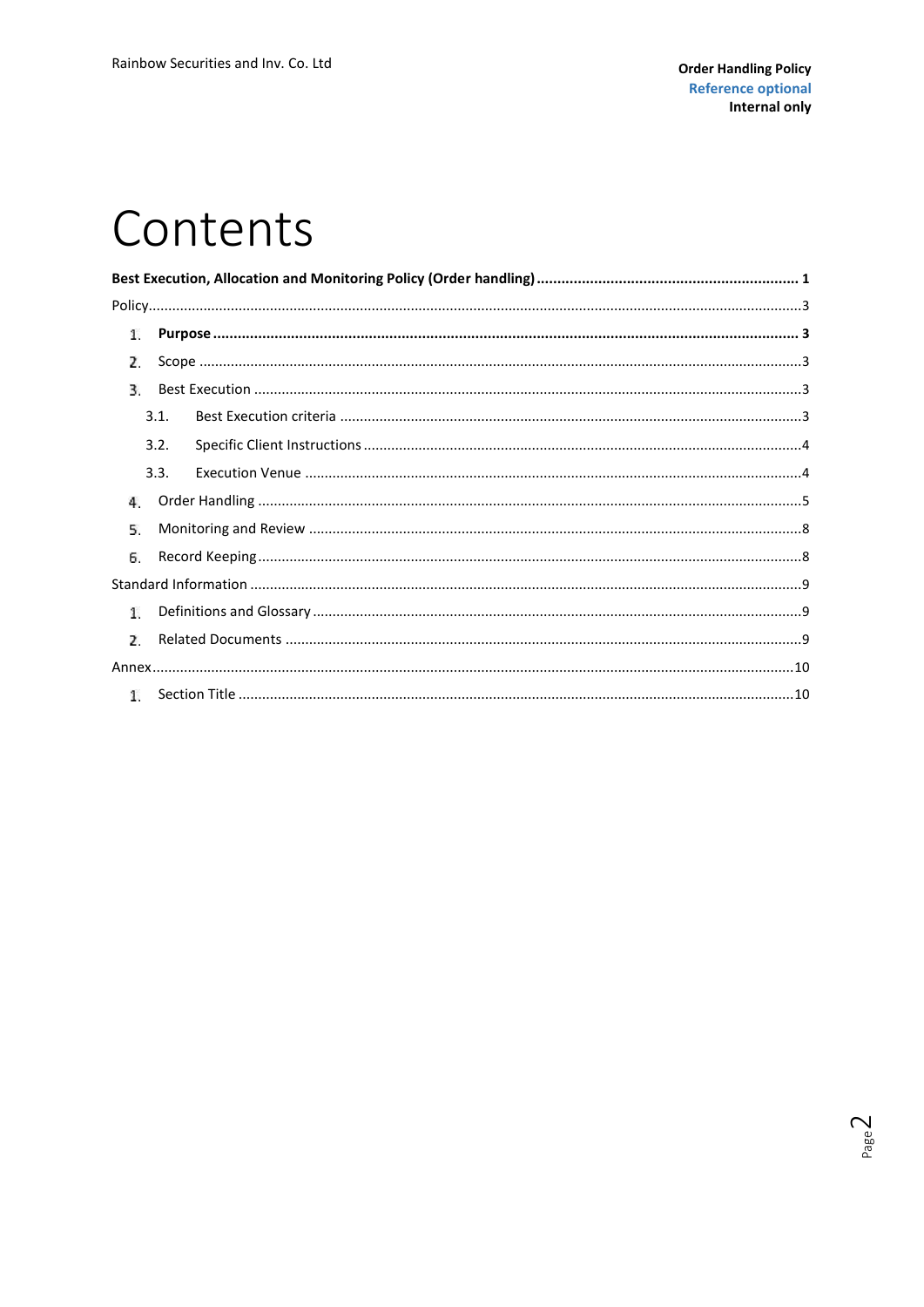# Contents

**Best Execution, Allocation and Monitoring Policy (Order handling)** ........ **1**

Policy ........ 3

- 1. **Purpose** ........ **3**
- 2. Scope ........ 3
- 3. Best Execution ........ 3
    - 3.1. Best Execution criteria ........ 3
    - 3.2. Specific Client Instructions ........ 4
    - 3.3. Execution Venue ........ 4
- 4. Order Handling ........ 5
- 5. Monitoring and Review ........ 8
- 6. Record Keeping ........ 8

Standard Information ........ 9

- 1. Definitions and Glossary ........ 9
- 2. Related Documents ........ 9

Annex ........ 10

- 1. Section Title ........ 10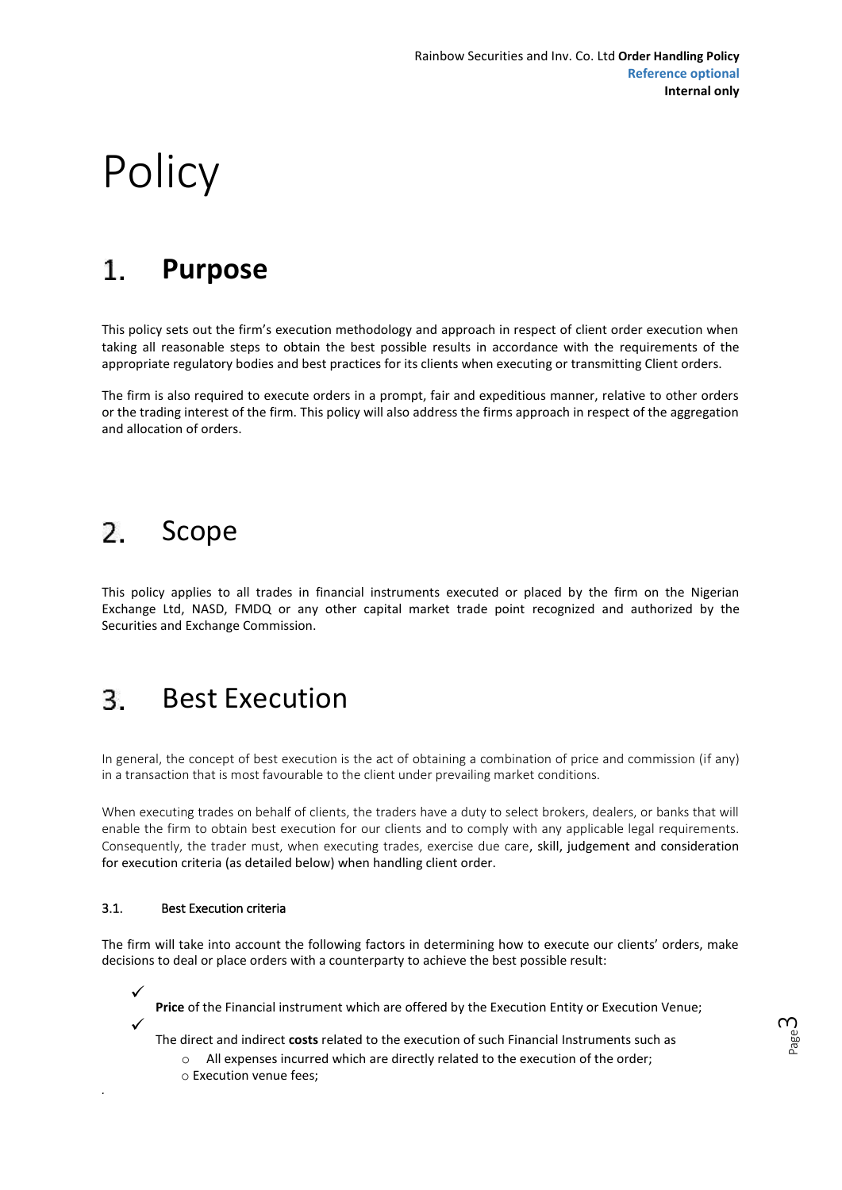# Policy

## 1. Purpose

This policy sets out the firm's execution methodology and approach in respect of client order execution when taking all reasonable steps to obtain the best possible results in accordance with the requirements of the appropriate regulatory bodies and best practices for its clients when executing or transmitting Client orders.

The firm is also required to execute orders in a prompt, fair and expeditious manner, relative to other orders or the trading interest of the firm. This policy will also address the firms approach in respect of the aggregation and allocation of orders.

## 2. Scope

This policy applies to all trades in financial instruments executed or placed by the firm on the Nigerian Exchange Ltd, NASD, FMDQ or any other capital market trade point recognized and authorized by the Securities and Exchange Commission.

## 3. Best Execution

In general, the concept of best execution is the act of obtaining a combination of price and commission (if any) in a transaction that is most favourable to the client under prevailing market conditions.

When executing trades on behalf of clients, the traders have a duty to select brokers, dealers, or banks that will enable the firm to obtain best execution for our clients and to comply with any applicable legal requirements. Consequently, the trader must, when executing trades, exercise due care, skill, judgement and consideration for execution criteria (as detailed below) when handling client order.

### 3.1. Best Execution criteria

The firm will take into account the following factors in determining how to execute our clients' orders, make decisions to deal or place orders with a counterparty to achieve the best possible result:

- ✓ **Price** of the Financial instrument which are offered by the Execution Entity or Execution Venue;
- ✓ The direct and indirect **costs** related to the execution of such Financial Instruments such as
  - All expenses incurred which are directly related to the execution of the order;
  - Execution venue fees;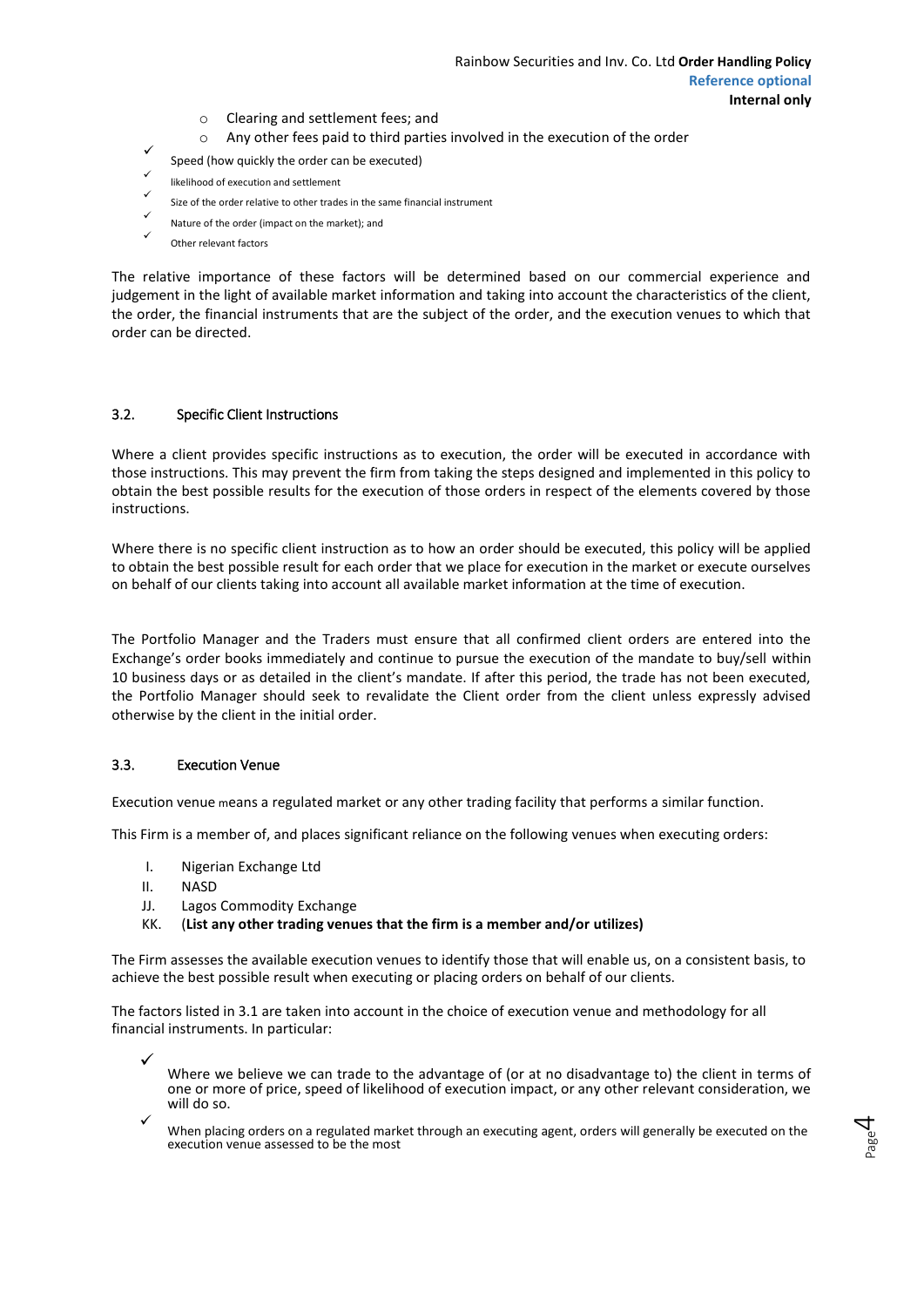- Clearing and settlement fees; and
- Any other fees paid to third parties involved in the execution of the order

- ✓ Speed (how quickly the order can be executed)
- ✓ likelihood of execution and settlement
- ✓ Size of the order relative to other trades in the same financial instrument
- ✓ Nature of the order (impact on the market); and
- ✓ Other relevant factors

The relative importance of these factors will be determined based on our commercial experience and judgement in the light of available market information and taking into account the characteristics of the client, the order, the financial instruments that are the subject of the order, and the execution venues to which that order can be directed.

### 3.2. Specific Client Instructions

Where a client provides specific instructions as to execution, the order will be executed in accordance with those instructions. This may prevent the firm from taking the steps designed and implemented in this policy to obtain the best possible results for the execution of those orders in respect of the elements covered by those instructions.

Where there is no specific client instruction as to how an order should be executed, this policy will be applied to obtain the best possible result for each order that we place for execution in the market or execute ourselves on behalf of our clients taking into account all available market information at the time of execution.

The Portfolio Manager and the Traders must ensure that all confirmed client orders are entered into the Exchange's order books immediately and continue to pursue the execution of the mandate to buy/sell within 10 business days or as detailed in the client's mandate. If after this period, the trade has not been executed, the Portfolio Manager should seek to revalidate the Client order from the client unless expressly advised otherwise by the client in the initial order.

### 3.3. Execution Venue

Execution venue means a regulated market or any other trading facility that performs a similar function.

This Firm is a member of, and places significant reliance on the following venues when executing orders:

- I. Nigerian Exchange Ltd
- II. NASD
- JJ. Lagos Commodity Exchange
- KK. (**List any other trading venues that the firm is a member and/or utilizes)**

The Firm assesses the available execution venues to identify those that will enable us, on a consistent basis, to achieve the best possible result when executing or placing orders on behalf of our clients.

The factors listed in 3.1 are taken into account in the choice of execution venue and methodology for all financial instruments. In particular:

- ✓ Where we believe we can trade to the advantage of (or at no disadvantage to) the client in terms of one or more of price, speed of likelihood of execution impact, or any other relevant consideration, we will do so.
- ✓ When placing orders on a regulated market through an executing agent, orders will generally be executed on the execution venue assessed to be the most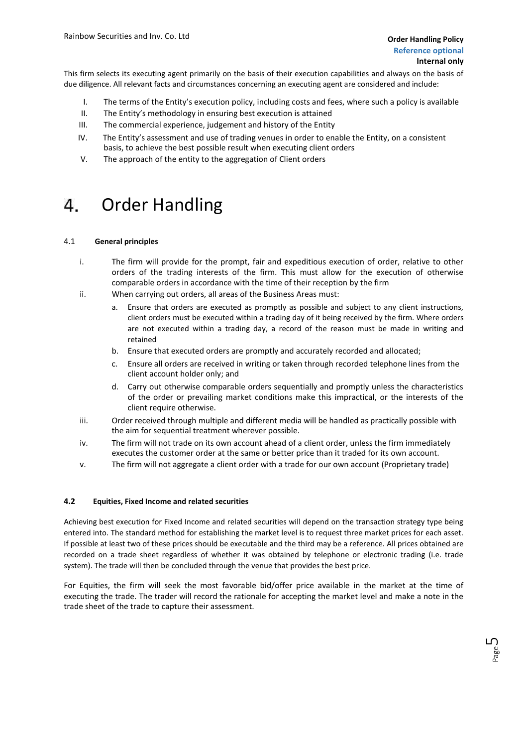This firm selects its executing agent primarily on the basis of their execution capabilities and always on the basis of due diligence. All relevant facts and circumstances concerning an executing agent are considered and include:

I. The terms of the Entity's execution policy, including costs and fees, where such a policy is available
II. The Entity's methodology in ensuring best execution is attained
III. The commercial experience, judgement and history of the Entity
IV. The Entity's assessment and use of trading venues in order to enable the Entity, on a consistent basis, to achieve the best possible result when executing client orders
V. The approach of the entity to the aggregation of Client orders

# 4. Order Handling

### 4.1 **General principles**

i. The firm will provide for the prompt, fair and expeditious execution of order, relative to other orders of the trading interests of the firm. This must allow for the execution of otherwise comparable orders in accordance with the time of their reception by the firm
ii. When carrying out orders, all areas of the Business Areas must:
   a. Ensure that orders are executed as promptly as possible and subject to any client instructions, client orders must be executed within a trading day of it being received by the firm. Where orders are not executed within a trading day, a record of the reason must be made in writing and retained
   b. Ensure that executed orders are promptly and accurately recorded and allocated;
   c. Ensure all orders are received in writing or taken through recorded telephone lines from the client account holder only; and
   d. Carry out otherwise comparable orders sequentially and promptly unless the characteristics of the order or prevailing market conditions make this impractical, or the interests of the client require otherwise.
iii. Order received through multiple and different media will be handled as practically possible with the aim for sequential treatment wherever possible.
iv. The firm will not trade on its own account ahead of a client order, unless the firm immediately executes the customer order at the same or better price than it traded for its own account.
v. The firm will not aggregate a client order with a trade for our own account (Proprietary trade)

### **4.2 Equities, Fixed Income and related securities**

Achieving best execution for Fixed Income and related securities will depend on the transaction strategy type being entered into. The standard method for establishing the market level is to request three market prices for each asset. If possible at least two of these prices should be executable and the third may be a reference. All prices obtained are recorded on a trade sheet regardless of whether it was obtained by telephone or electronic trading (i.e. trade system). The trade will then be concluded through the venue that provides the best price.

For Equities, the firm will seek the most favorable bid/offer price available in the market at the time of executing the trade. The trader will record the rationale for accepting the market level and make a note in the trade sheet of the trade to capture their assessment.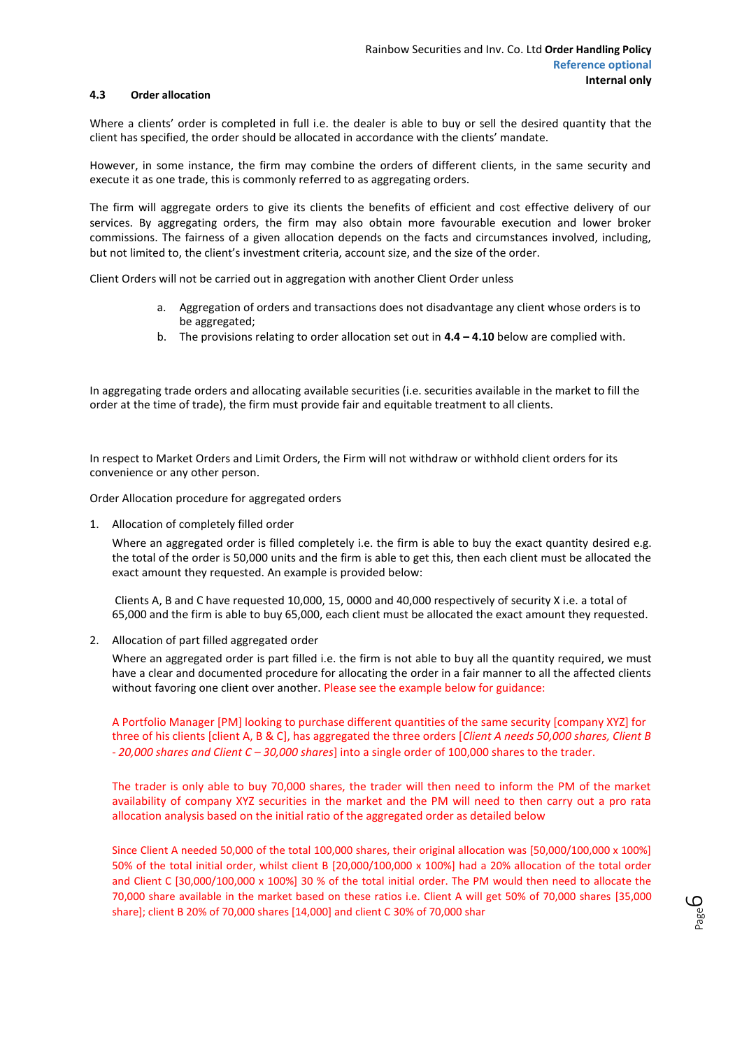#### 4.3 Order allocation

Where a clients' order is completed in full i.e. the dealer is able to buy or sell the desired quantity that the client has specified, the order should be allocated in accordance with the clients' mandate.

However, in some instance, the firm may combine the orders of different clients, in the same security and execute it as one trade, this is commonly referred to as aggregating orders.

The firm will aggregate orders to give its clients the benefits of efficient and cost effective delivery of our services. By aggregating orders, the firm may also obtain more favourable execution and lower broker commissions. The fairness of a given allocation depends on the facts and circumstances involved, including, but not limited to, the client's investment criteria, account size, and the size of the order.

Client Orders will not be carried out in aggregation with another Client Order unless

a. Aggregation of orders and transactions does not disadvantage any client whose orders is to be aggregated;
b. The provisions relating to order allocation set out in **4.4 – 4.10** below are complied with.

In aggregating trade orders and allocating available securities (i.e. securities available in the market to fill the order at the time of trade), the firm must provide fair and equitable treatment to all clients.

In respect to Market Orders and Limit Orders, the Firm will not withdraw or withhold client orders for its convenience or any other person.

Order Allocation procedure for aggregated orders

1. Allocation of completely filled order

   Where an aggregated order is filled completely i.e. the firm is able to buy the exact quantity desired e.g. the total of the order is 50,000 units and the firm is able to get this, then each client must be allocated the exact amount they requested. An example is provided below:

   Clients A, B and C have requested 10,000, 15, 0000 and 40,000 respectively of security X i.e. a total of 65,000 and the firm is able to buy 65,000, each client must be allocated the exact amount they requested.

2. Allocation of part filled aggregated order

   Where an aggregated order is part filled i.e. the firm is not able to buy all the quantity required, we must have a clear and documented procedure for allocating the order in a fair manner to all the affected clients without favoring one client over another. Please see the example below for guidance:

   A Portfolio Manager [PM] looking to purchase different quantities of the same security [company XYZ] for three of his clients [client A, B & C], has aggregated the three orders [*Client A needs 50,000 shares, Client B - 20,000 shares and Client C – 30,000 shares*] into a single order of 100,000 shares to the trader.

   The trader is only able to buy 70,000 shares, the trader will then need to inform the PM of the market availability of company XYZ securities in the market and the PM will need to then carry out a pro rata allocation analysis based on the initial ratio of the aggregated order as detailed below

   Since Client A needed 50,000 of the total 100,000 shares, their original allocation was [50,000/100,000 x 100%] 50% of the total initial order, whilst client B [20,000/100,000 x 100%] had a 20% allocation of the total order and Client C [30,000/100,000 x 100%] 30 % of the total initial order. The PM would then need to allocate the 70,000 share available in the market based on these ratios i.e. Client A will get 50% of 70,000 shares [35,000 share]; client B 20% of 70,000 shares [14,000] and client C 30% of 70,000 shar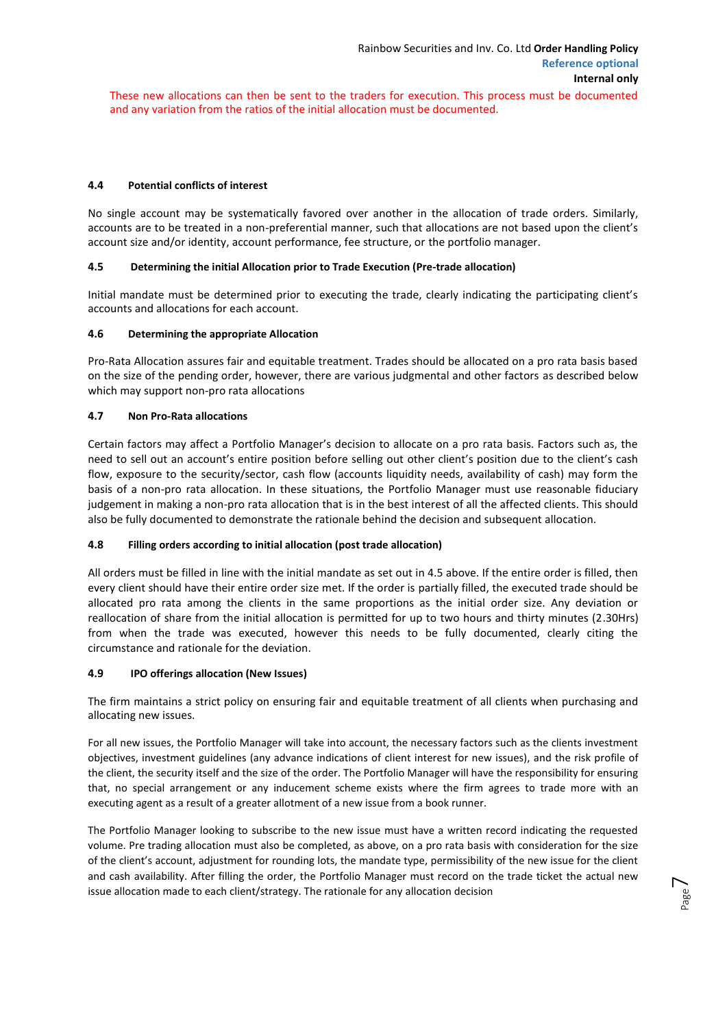These new allocations can then be sent to the traders for execution. This process must be documented and any variation from the ratios of the initial allocation must be documented.

#### 4.4 Potential conflicts of interest

No single account may be systematically favored over another in the allocation of trade orders. Similarly, accounts are to be treated in a non-preferential manner, such that allocations are not based upon the client's account size and/or identity, account performance, fee structure, or the portfolio manager.

#### 4.5 Determining the initial Allocation prior to Trade Execution (Pre-trade allocation)

Initial mandate must be determined prior to executing the trade, clearly indicating the participating client's accounts and allocations for each account.

#### 4.6 Determining the appropriate Allocation

Pro-Rata Allocation assures fair and equitable treatment. Trades should be allocated on a pro rata basis based on the size of the pending order, however, there are various judgmental and other factors as described below which may support non-pro rata allocations

#### 4.7 Non Pro-Rata allocations

Certain factors may affect a Portfolio Manager's decision to allocate on a pro rata basis. Factors such as, the need to sell out an account's entire position before selling out other client's position due to the client's cash flow, exposure to the security/sector, cash flow (accounts liquidity needs, availability of cash) may form the basis of a non-pro rata allocation. In these situations, the Portfolio Manager must use reasonable fiduciary judgement in making a non-pro rata allocation that is in the best interest of all the affected clients. This should also be fully documented to demonstrate the rationale behind the decision and subsequent allocation.

#### 4.8 Filling orders according to initial allocation (post trade allocation)

All orders must be filled in line with the initial mandate as set out in 4.5 above. If the entire order is filled, then every client should have their entire order size met. If the order is partially filled, the executed trade should be allocated pro rata among the clients in the same proportions as the initial order size. Any deviation or reallocation of share from the initial allocation is permitted for up to two hours and thirty minutes (2.30Hrs) from when the trade was executed, however this needs to be fully documented, clearly citing the circumstance and rationale for the deviation.

#### 4.9 IPO offerings allocation (New Issues)

The firm maintains a strict policy on ensuring fair and equitable treatment of all clients when purchasing and allocating new issues.

For all new issues, the Portfolio Manager will take into account, the necessary factors such as the clients investment objectives, investment guidelines (any advance indications of client interest for new issues), and the risk profile of the client, the security itself and the size of the order. The Portfolio Manager will have the responsibility for ensuring that, no special arrangement or any inducement scheme exists where the firm agrees to trade more with an executing agent as a result of a greater allotment of a new issue from a book runner.

The Portfolio Manager looking to subscribe to the new issue must have a written record indicating the requested volume. Pre trading allocation must also be completed, as above, on a pro rata basis with consideration for the size of the client's account, adjustment for rounding lots, the mandate type, permissibility of the new issue for the client and cash availability. After filling the order, the Portfolio Manager must record on the trade ticket the actual new issue allocation made to each client/strategy. The rationale for any allocation decision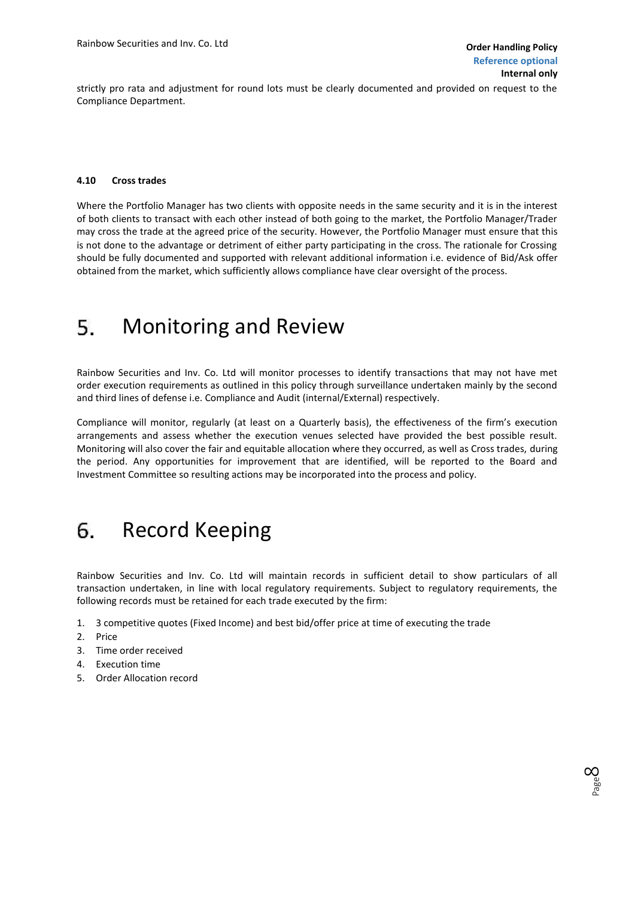strictly pro rata and adjustment for round lots must be clearly documented and provided on request to the Compliance Department.

#### 4.10 Cross trades

Where the Portfolio Manager has two clients with opposite needs in the same security and it is in the interest of both clients to transact with each other instead of both going to the market, the Portfolio Manager/Trader may cross the trade at the agreed price of the security. However, the Portfolio Manager must ensure that this is not done to the advantage or detriment of either party participating in the cross. The rationale for Crossing should be fully documented and supported with relevant additional information i.e. evidence of Bid/Ask offer obtained from the market, which sufficiently allows compliance have clear oversight of the process.

# 5. Monitoring and Review

Rainbow Securities and Inv. Co. Ltd will monitor processes to identify transactions that may not have met order execution requirements as outlined in this policy through surveillance undertaken mainly by the second and third lines of defense i.e. Compliance and Audit (internal/External) respectively.

Compliance will monitor, regularly (at least on a Quarterly basis), the effectiveness of the firm's execution arrangements and assess whether the execution venues selected have provided the best possible result. Monitoring will also cover the fair and equitable allocation where they occurred, as well as Cross trades, during the period. Any opportunities for improvement that are identified, will be reported to the Board and Investment Committee so resulting actions may be incorporated into the process and policy.

# 6. Record Keeping

Rainbow Securities and Inv. Co. Ltd will maintain records in sufficient detail to show particulars of all transaction undertaken, in line with local regulatory requirements. Subject to regulatory requirements, the following records must be retained for each trade executed by the firm:

1. 3 competitive quotes (Fixed Income) and best bid/offer price at time of executing the trade
2. Price
3. Time order received
4. Execution time
5. Order Allocation record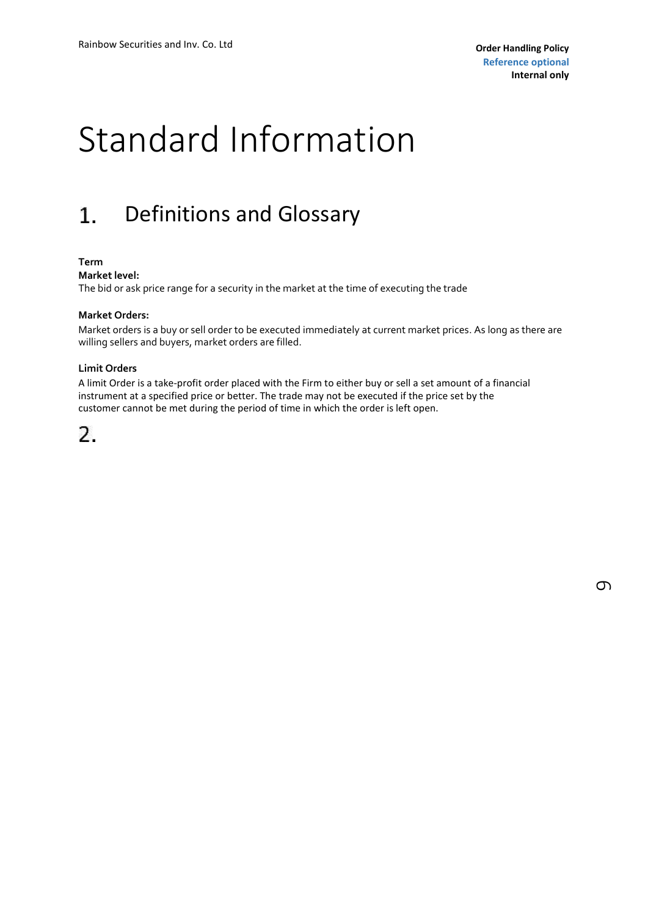# Standard Information

## 1. Definitions and Glossary

**Term**

**Market level:**
The bid or ask price range for a security in the market at the time of executing the trade

**Market Orders:**

Market orders is a buy or sell order to be executed immediately at current market prices. As long as there are willing sellers and buyers, market orders are filled.

**Limit Orders**

A limit Order is a take-profit order placed with the Firm to either buy or sell a set amount of a financial instrument at a specified price or better. The trade may not be executed if the price set by the customer cannot be met during the period of time in which the order is left open.

## 2.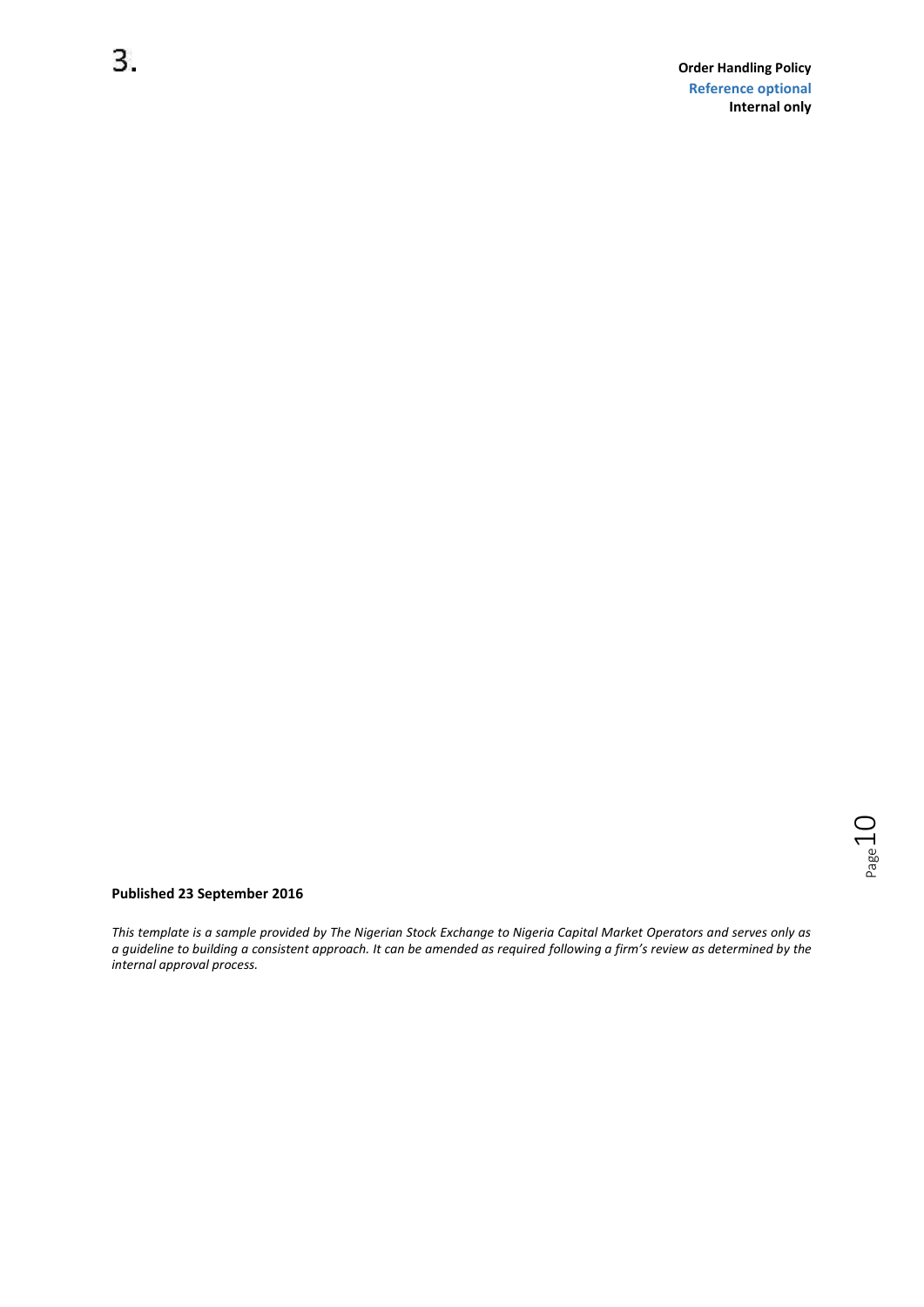3.

**Published 23 September 2016**

*This template is a sample provided by The Nigerian Stock Exchange to Nigeria Capital Market Operators and serves only as a guideline to building a consistent approach. It can be amended as required following a firm's review as determined by the internal approval process.*